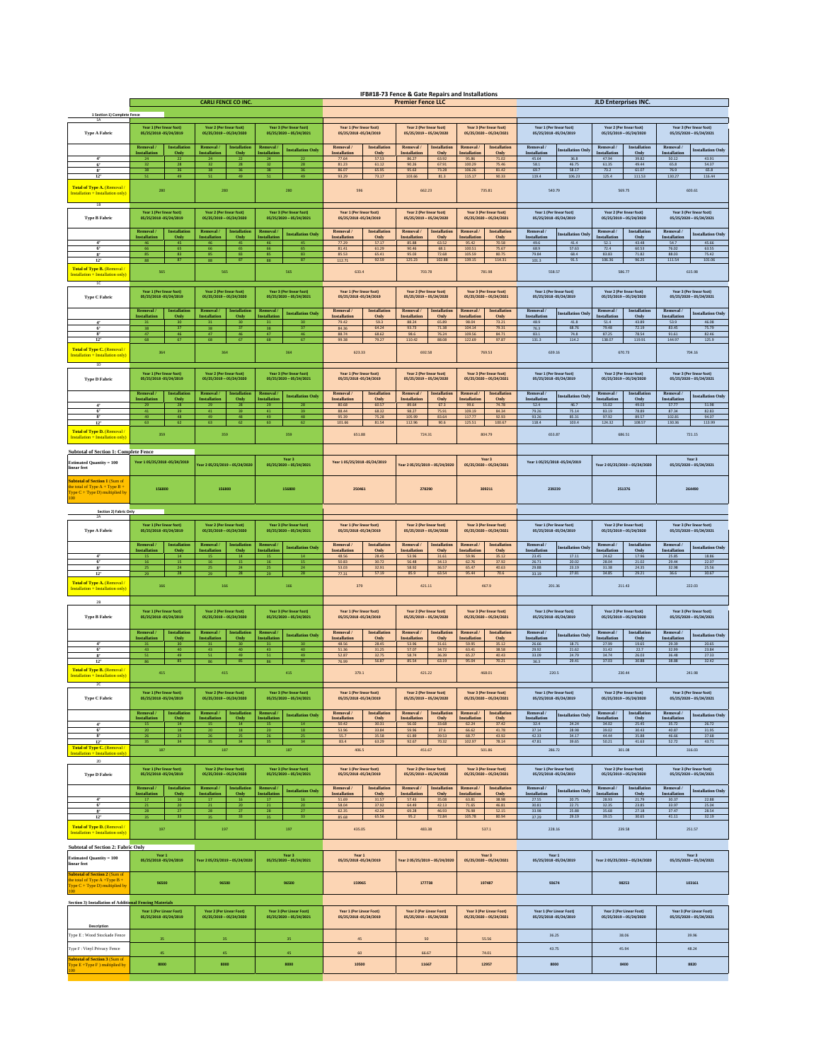# IFB#18-73 Fence & Gate Repairs and Installations

Vendors: **CARLI FENCE CO INC.** | **Premier Fence LLC** | **JLD Enterprises INC.**

Year 1 (Per linear foot) 05/25/2018 -05/24/2019; Year 2 (Per linear foot) 05/25/2019 – 05/24/2020; Year 3 (Per linear foot) 05/25/2020 – 05/24/2021

R/I = Removal / Installation; IO = Installation Only

## 1 Section 1) Complete Fence

### 1A – Type A Fabric

| Type A Fabric | CARLI Y1 R/I | CARLI Y1 IO | CARLI Y2 R/I | CARLI Y2 IO | CARLI Y3 R/I | CARLI Y3 IO | Premier Y1 R/I | Premier Y1 IO | Premier Y2 R/I | Premier Y2 IO | Premier Y3 R/I | Premier Y3 IO | JLD Y1 R/I | JLD Y1 IO | JLD Y2 R/I | JLD Y2 IO | JLD Y3 R/I | JLD Y3 IO |
|---|---|---|---|---|---|---|---|---|---|---|---|---|---|---|---|---|---|---|
| 4' | 24 | 22 | 24 | 22 | 24 | 22 | 77.64 | 57.53 | 86.27 | 63.92 | 95.86 | 71.02 | 45.64 | 36.8 | 47.94 | 39.82 | 50.12 | 43.91 |
| 6' | 32 | 28 | 32 | 28 | 32 | 28 | 81.23 | 61.12 | 90.26 | 67.91 | 100.29 | 75.46 | 58.1 | 46.75 | 61.35 | 49.44 | 65.8 | 54.37 |
| 8' | 38 | 36 | 38 | 36 | 38 | 36 | 86.07 | 65.95 | 95.63 | 73.28 | 106.26 | 81.42 | 69.7 | 58.17 | 73.2 | 61.07 | 76.9 | 65.8 |
| 12' | 51 | 49 | 51 | 49 | 51 | 49 | 93.29 | 73.17 | 103.66 | 81.3 | 115.17 | 90.33 | 119.4 | 106.23 | 125.4 | 111.53 | 130.27 | 116.44 |
| **Total of Type A.** (Removal / Installation + Installation only) | 280 | | 280 | | 280 | | 596 | | 662.23 | | 735.81 | | 540.79 | | 569.75 | | 603.61 | |

### 1B – Type B Fabric

| Type B Fabric | CARLI Y1 R/I | CARLI Y1 IO | CARLI Y2 R/I | CARLI Y2 IO | CARLI Y3 R/I | CARLI Y3 IO | Premier Y1 R/I | Premier Y1 IO | Premier Y2 R/I | Premier Y2 IO | Premier Y3 R/I | Premier Y3 IO | JLD Y1 R/I | JLD Y1 IO | JLD Y2 R/I | JLD Y2 IO | JLD Y3 R/I | JLD Y3 IO |
|---|---|---|---|---|---|---|---|---|---|---|---|---|---|---|---|---|---|---|
| 4' | 46 | 45 | 46 | 45 | 46 | 45 | 77.29 | 57.17 | 85.88 | 63.52 | 95.42 | 70.58 | 49.6 | 41.4 | 52.1 | 43.48 | 54.7 | 45.66 |
| 6' | 66 | 65 | 66 | 65 | 66 | 65 | 81.41 | 61.29 | 90.46 | 68.1 | 100.51 | 75.67 | 68.9 | 57.63 | 72.4 | 60.53 | 76.02 | 63.55 |
| 8' | 85 | 83 | 85 | 83 | 85 | 83 | 85.53 | 65.41 | 95.03 | 72.68 | 105.59 | 80.75 | 79.84 | 68.4 | 83.83 | 71.82 | 88.03 | 75.42 |
| 12' | 88 | 87 | 88 | 87 | 88 | 87 | 112.71 | 92.59 | 125.23 | 102.88 | 139.15 | 114.31 | 101.3 | 91.5 | 106.36 | 96.25 | 111.54 | 101.06 |
| **Total of Type B.** (Removal / Installation + Installation only) | 565 | | 565 | | 565 | | 633.4 | | 703.78 | | 781.98 | | 558.57 | | 586.77 | | 615.98 | |

### 1C – Type C Fabric

| Type C Fabric | CARLI Y1 R/I | CARLI Y1 IO | CARLI Y2 R/I | CARLI Y2 IO | CARLI Y3 R/I | CARLI Y3 IO | Premier Y1 R/I | Premier Y1 IO | Premier Y2 R/I | Premier Y2 IO | Premier Y3 R/I | Premier Y3 IO | JLD Y1 R/I | JLD Y1 IO | JLD Y2 R/I | JLD Y2 IO | JLD Y3 R/I | JLD Y3 IO |
|---|---|---|---|---|---|---|---|---|---|---|---|---|---|---|---|---|---|---|
| 4' | 31 | 30 | 31 | 30 | 31 | 30 | 79.42 | 59.3 | 88.24 | 65.89 | 98.04 | 73.21 | 48.9 | 41.8 | 51.4 | 43.89 | 53.9 | 46.08 |
| 6' | 38 | 37 | 38 | 37 | 38 | 37 | 84.36 | 64.24 | 93.73 | 71.38 | 104.14 | 79.31 | 76.1 | 68.76 | 79.48 | 72.19 | 83.45 | 75.79 |
| 8' | 47 | 46 | 47 | 46 | 47 | 46 | 88.74 | 68.62 | 98.6 | 76.24 | 109.56 | 84.71 | 83.1 | 74.8 | 87.25 | 78.54 | 91.61 | 82.46 |
| 12' | 68 | 67 | 68 | 67 | 68 | 67 | 99.38 | 79.27 | 110.42 | 88.08 | 122.69 | 97.87 | 131.3 | 114.2 | 138.07 | 119.91 | 144.97 | 125.9 |
| **Total of Type C.** (Removal / Installation + Installation only) | 364 | | 364 | | 364 | | 623.33 | | 692.58 | | 769.53 | | 639.16 | | 670.73 | | 704.16 | |

### 1D – Type D Fabric

| Type D Fabric | CARLI Y1 R/I | CARLI Y1 IO | CARLI Y2 R/I | CARLI Y2 IO | CARLI Y3 R/I | CARLI Y3 IO | Premier Y1 R/I | Premier Y1 IO | Premier Y2 R/I | Premier Y2 IO | Premier Y3 R/I | Premier Y3 IO | JLD Y1 R/I | JLD Y1 IO | JLD Y2 R/I | JLD Y2 IO | JLD Y3 R/I | JLD Y3 IO |
|---|---|---|---|---|---|---|---|---|---|---|---|---|---|---|---|---|---|---|
| 4' | 29 | 28 | 29 | 28 | 29 | 28 | 80.68 | 60.57 | 89.64 | 67.3 | 99.6 | 74.78 | 52.4 | 46.7 | 55.02 | 49.03 | 57.77 | 51.48 |
| 6' | 41 | 39 | 41 | 39 | 41 | 39 | 88.44 | 68.32 | 98.27 | 75.91 | 109.19 | 84.34 | 79.26 | 75.14 | 83.19 | 78.89 | 87.34 | 82.83 |
| 8' | 49 | 48 | 49 | 48 | 49 | 48 | 95.39 | 75.28 | 105.99 | 83.64 | 117.77 | 92.93 | 93.26 | 85.31 | 97.92 | 89.57 | 102.81 | 94.07 |
| 12' | 63 | 62 | 63 | 62 | 63 | 62 | 101.66 | 81.54 | 112.96 | 90.6 | 125.51 | 100.67 | 118.4 | 103.4 | 124.32 | 108.57 | 130.36 | 113.99 |
| **Total of Type D.** (Removal / Installation + Installation only) | 359 | | 359 | | 359 | | 651.88 | | 724.31 | | 804.79 | | 653.87 | | 686.51 | | 721.15 | |

### Subtotal of Section 1: Complete Fence

| | CARLI Year 1 05/25/2018 -05/24/2019 | CARLI Year 2 05/25/2019 – 05/24/2020 | CARLI Year 3 05/25/2020 – 05/24/2021 | Premier Year 1 05/25/2018 -05/24/2019 | Premier Year 2 05/25/2019 – 05/24/2020 | Premier Year 3 05/25/2020 – 05/24/2021 | JLD Year 1 05/25/2018 -05/24/2019 | JLD Year 2 05/25/2019 – 05/24/2020 | JLD Year 3 05/25/2020 – 05/24/2021 |
|---|---|---|---|---|---|---|---|---|---|
| **Estimated Quantity = 100 linear feet** | | | | | | | | | |
| **Subtotal of Section 1** (Sum of the total of Type A + Type B + Type C + Type D) multiplied by 100 | 156800 | 156800 | 156800 | 250461 | 278290 | 309211 | 239239 | 251376 | 264490 |

## Section 2) Fabric Only

### 2A – Type A Fabric

| Type A Fabric | CARLI Y1 R/I | CARLI Y1 IO | CARLI Y2 R/I | CARLI Y2 IO | CARLI Y3 R/I | CARLI Y3 IO | Premier Y1 R/I | Premier Y1 IO | Premier Y2 R/I | Premier Y2 IO | Premier Y3 R/I | Premier Y3 IO | JLD Y1 R/I | JLD Y1 IO | JLD Y2 R/I | JLD Y2 IO | JLD Y3 R/I | JLD Y3 IO |
|---|---|---|---|---|---|---|---|---|---|---|---|---|---|---|---|---|---|---|
| 4' | 15 | 14 | 15 | 14 | 15 | 14 | 48.56 | 28.45 | 53.96 | 31.61 | 59.96 | 35.12 | 23.45 | 17.11 | 24.62 | 17.96 | 25.85 | 18.86 |
| 6' | 16 | 15 | 16 | 15 | 16 | 15 | 50.83 | 30.72 | 56.48 | 34.13 | 62.76 | 37.92 | 26.71 | 20.02 | 28.04 | 21.02 | 29.44 | 22.07 |
| 8' | 25 | 24 | 25 | 24 | 25 | 24 | 53.03 | 32.91 | 58.92 | 36.57 | 65.47 | 40.63 | 29.88 | 23.19 | 31.38 | 24.35 | 32.98 | 25.56 |
| 12' | 29 | 28 | 29 | 28 | 29 | 28 | 77.31 | 57.19 | 85.9 | 63.54 | 95.44 | 70.6 | 33.19 | 27.81 | 34.85 | 29.21 | 36.6 | 30.67 |
| **Total of Type A.** (Removal / Installation + Installation only) | 166 | | 166 | | 166 | | 379 | | 421.11 | | 467.9 | | 201.36 | | 211.43 | | 222.03 | |

### 2B – Type B Fabric

| Type B Fabric | CARLI Y1 R/I | CARLI Y1 IO | CARLI Y2 R/I | CARLI Y2 IO | CARLI Y3 R/I | CARLI Y3 IO | Premier Y1 R/I | Premier Y1 IO | Premier Y2 R/I | Premier Y2 IO | Premier Y3 R/I | Premier Y3 IO | JLD Y1 R/I | JLD Y1 IO | JLD Y2 R/I | JLD Y2 IO | JLD Y3 R/I | JLD Y3 IO |
|---|---|---|---|---|---|---|---|---|---|---|---|---|---|---|---|---|---|---|
| 4' | 31 | 30 | 31 | 30 | 31 | 30 | 48.56 | 28.45 | 53.96 | 31.61 | 59.95 | 35.12 | 26.66 | 18.71 | 27.99 | 19.65 | 29.39 | 20.63 |
| 6' | 43 | 40 | 43 | 40 | 43 | 40 | 51.36 | 31.25 | 57.07 | 34.72 | 63.41 | 38.58 | 29.92 | 21.62 | 31.42 | 22.7 | 32.99 | 23.84 |
| 8' | 51 | 49 | 51 | 49 | 51 | 49 | 52.87 | 32.75 | 58.74 | 36.39 | 65.27 | 40.43 | 33.09 | 24.79 | 34.74 | 26.03 | 36.48 | 27.33 |
| 12' | 86 | 85 | 86 | 85 | 86 | 85 | 76.99 | 56.87 | 85.54 | 63.19 | 95.04 | 70.21 | 36.3 | 29.41 | 37.03 | 30.88 | 38.88 | 32.42 |
| **Total of Type B.** (Removal / Installation + Installation only) | 415 | | 415 | | 415 | | 379.1 | | 421.22 | | 468.01 | | 220.5 | | 230.44 | | 241.98 | |

### 2C – Type C Fabric

| Type C Fabric | CARLI Y1 R/I | CARLI Y1 IO | CARLI Y2 R/I | CARLI Y2 IO | CARLI Y3 R/I | CARLI Y3 IO | Premier Y1 R/I | Premier Y1 IO | Premier Y2 R/I | Premier Y2 IO | Premier Y3 R/I | Premier Y3 IO | JLD Y1 R/I | JLD Y1 IO | JLD Y2 R/I | JLD Y2 IO | JLD Y3 R/I | JLD Y3 IO |
|---|---|---|---|---|---|---|---|---|---|---|---|---|---|---|---|---|---|---|
| 4' | 15 | 14 | 15 | 14 | 15 | 14 | 50.42 | 30.31 | 56.02 | 33.68 | 62.24 | 37.42 | 32.4 | 24.24 | 34.02 | 25.45 | 35.72 | 26.72 |
| 6' | 20 | 18 | 20 | 18 | 20 | 18 | 53.96 | 33.84 | 59.96 | 37.6 | 66.62 | 41.78 | 37.14 | 28.98 | 39.02 | 30.43 | 40.97 | 31.95 |
| 8' | 26 | 25 | 26 | 25 | 26 | 25 | 55.7 | 35.58 | 61.89 | 39.53 | 68.77 | 43.92 | 42.33 | 34.17 | 44.44 | 35.88 | 46.66 | 37.68 |
| 12' | 35 | 34 | 35 | 34 | 35 | 34 | 83.4 | 63.29 | 92.67 | 70.32 | 102.97 | 78.14 | 47.81 | 39.65 | 50.21 | 41.63 | 52.72 | 43.71 |
| **Total of Type C.** (Removal / Installation + Installation only) | 187 | | 187 | | 187 | | 406.5 | | 451.67 | | 501.86 | | 286.72 | | 301.08 | | 316.03 | |

### 2D – Type D Fabric

| Type D Fabric | CARLI Y1 R/I | CARLI Y1 IO | CARLI Y2 R/I | CARLI Y2 IO | CARLI Y3 R/I | CARLI Y3 IO | Premier Y1 R/I | Premier Y1 IO | Premier Y2 R/I | Premier Y2 IO | Premier Y3 R/I | Premier Y3 IO | JLD Y1 R/I | JLD Y1 IO | JLD Y2 R/I | JLD Y2 IO | JLD Y3 R/I | JLD Y3 IO |
|---|---|---|---|---|---|---|---|---|---|---|---|---|---|---|---|---|---|---|
| 4' | 17 | 16 | 17 | 16 | 17 | 16 | 51.69 | 31.57 | 57.43 | 35.08 | 63.81 | 38.98 | 27.16 | 20.75 | 28.93 | 21.79 | 30.37 | 22.88 |
| 6' | 21 | 20 | 21 | 20 | 21 | 20 | 58.04 | 37.92 | 64.49 | 42.13 | 71.65 | 46.81 | 30.81 | 22.71 | 32.35 | 23.85 | 33.97 | 25.04 |
| 8' | 28 | 27 | 28 | 27 | 28 | 27 | 62.35 | 42.24 | 69.28 | 46.93 | 76.98 | 52.15 | 33.96 | 25.88 | 35.68 | 27.18 | 37.47 | 28.54 |
| 12' | 35 | 33 | 35 | 33 | 35 | 33 | 85.68 | 65.56 | 95.2 | 72.84 | 105.78 | 80.94 | 37.29 | 29.19 | 39.15 | 30.65 | 41.11 | 32.19 |
| **Total of Type D.** (Removal / Installation + Installation only) | 197 | | 197 | | 197 | | 435.05 | | 483.38 | | 537.1 | | 228.16 | | 239.58 | | 251.57 | |

### Subtotal of Section 2: Fabric Only

| | CARLI Year 1 05/25/2018 -05/24/2019 | CARLI Year 2 05/25/2019 – 05/24/2020 | CARLI Year 3 05/25/2020 – 05/24/2021 | Premier Year 1 05/25/2018 -05/24/2019 | Premier Year 2 05/25/2019 – 05/24/2020 | Premier Year 3 05/25/2020 – 05/24/2021 | JLD Year 1 05/25/2018 -05/24/2019 | JLD Year 2 05/25/2019 – 05/24/2020 | JLD Year 3 05/25/2020 – 05/24/2021 |
|---|---|---|---|---|---|---|---|---|---|
| **Estimated Quantity = 100 linear feet** | | | | | | | | | |
| **Subtotal of Section 2** (Sum of the total of Type A + Type B + Type C + Type D) multiplied by 100 | 96500 | 96500 | 96500 | 159965 | 177738 | 197487 | 93674 | 98253 | 103161 |

## Section 3) Installation of Additional Fencing Materials

| Description | CARLI Year 1 (Per Linear Foot) 05/25/2018 -05/24/2019 | CARLI Year 2 (Per Linear Foot) 05/25/2019 – 05/24/2020 | CARLI Year 3 (Per Linear Foot) 05/25/2020 – 05/24/2021 | Premier Year 1 (Per Linear Foot) 05/25/2018 -05/24/2019 | Premier Year 2 (Per Linear Foot) 05/25/2019 – 05/24/2020 | Premier Year 3 (Per Linear Foot) 05/25/2020 – 05/24/2021 | JLD Year 1 (Per Linear Foot) 05/25/2018 -05/24/2019 | JLD Year 2 (Per Linear Foot) 05/25/2019 – 05/24/2020 | JLD Year 3 (Per Linear Foot) 05/25/2020 – 05/24/2021 |
|---|---|---|---|---|---|---|---|---|---|
| Type E : Wood Stockade Fence | 35 | 35 | 35 | 45 | 50 | 55.56 | 36.25 | 38.06 | 39.96 |
| Type F : Vinyl Privacy Fence | 45 | 45 | 45 | 60 | 66.67 | 74.01 | 43.75 | 45.94 | 48.24 |
| **Subtotal of Section 3** (Sum of Type E +Type F ) multiplied by 100 | 8000 | 8000 | 8000 | 10500 | 11667 | 12957 | 8000 | 8400 | 8820 |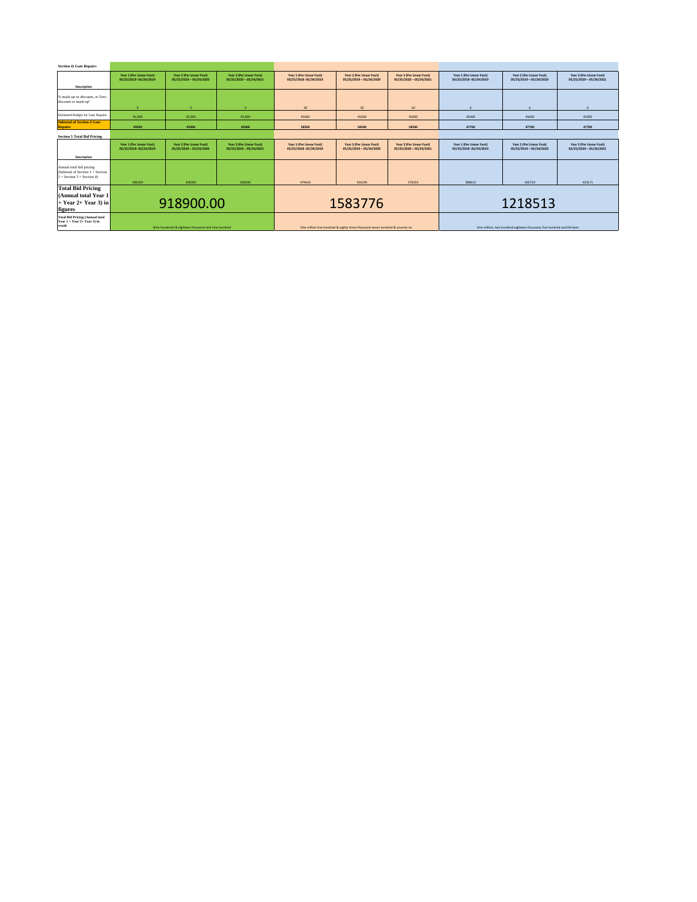| Section 4) Gate Repairs | | | | | | | | | |
|---|---|---|---|---|---|---|---|---|---|
| Description | Year 1 (Per Linear Foot) 05/25/2018 -05/24/2019 | Year 2 (Per Linear Foot) 05/25/2019 – 05/24/2020 | Year 3 (Per Linear Foot) 05/25/2020 – 05/24/2021 | Year 1 (Per Linear Foot) 05/25/2018 -05/24/2019 | Year 2 (Per Linear Foot) 05/25/2019 – 05/24/2020 | Year 3 (Per Linear Foot) 05/25/2020 – 05/24/2021 | Year 1 (Per Linear Foot) 05/25/2018 -05/24/2019 | Year 2 (Per Linear Foot) 05/25/2019 – 05/24/2020 | Year 3 (Per Linear Foot) 05/25/2020 – 05/24/2021 |
| % mark-up or discount, or Zero discount or mark-up" | 0 | 0 | 0 | 30 | 30 | 30 | 6 | 6 | 6 |
| Estimated Budget for Gate Repairs | 45,000 | 45,000 | 45,000 | 45000 | 45000 | 45000 | 45000 | 45000 | 45000 |
| **Subtotal of Section 4 Gate Repairs** | **45000** | **45000** | **45000** | **58500** | **58500** | **58500** | **47700** | **47700** | **47700** |

| Section 5 Total Bid Pricing | | | | | | | | | |
|---|---|---|---|---|---|---|---|---|---|
| Description | Year 1 (Per Linear Foot) 05/25/2018 -05/24/2019 | Year 2 (Per Linear Foot) 05/25/2019 – 05/24/2020 | Year 3 (Per Linear Foot) 05/25/2020 – 05/24/2021 | Year 1 (Per Linear Foot) 05/25/2018 -05/24/2019 | Year 2 (Per Linear Foot) 05/25/2019 – 05/24/2020 | Year 3 (Per Linear Foot) 05/25/2020 – 05/24/2021 | Year 1 (Per Linear Foot) 05/25/2018 -05/24/2019 | Year 2 (Per Linear Foot) 05/25/2019 – 05/24/2020 | Year 3 (Per Linear Foot) 05/25/2020 – 05/24/2021 |
| Annual total bid pricing (Subtotal of Section 1 + Section 2 + Section 3 + Section 4) | 306300 | 306300 | 306300 | 479426 | 526195 | 578155 | 388613 | 405729 | 424171 |
| **Total Bid Pricing (Annual total Year 1 + Year 2+ Year 3) in figures** | 918900.00 | | | 1583776 | | | 1218513 | | |
| **Total Bid Pricing (Annual total Year 1 + Year 2+ Year 3) in words** | Nine hundred & eighteen thousand and nine hundred | | | One million five hundred & eighty three thousand seven hundred & seventy six | | | One million, two hundred eighteen thousand, five hundred and thirteen. | | |